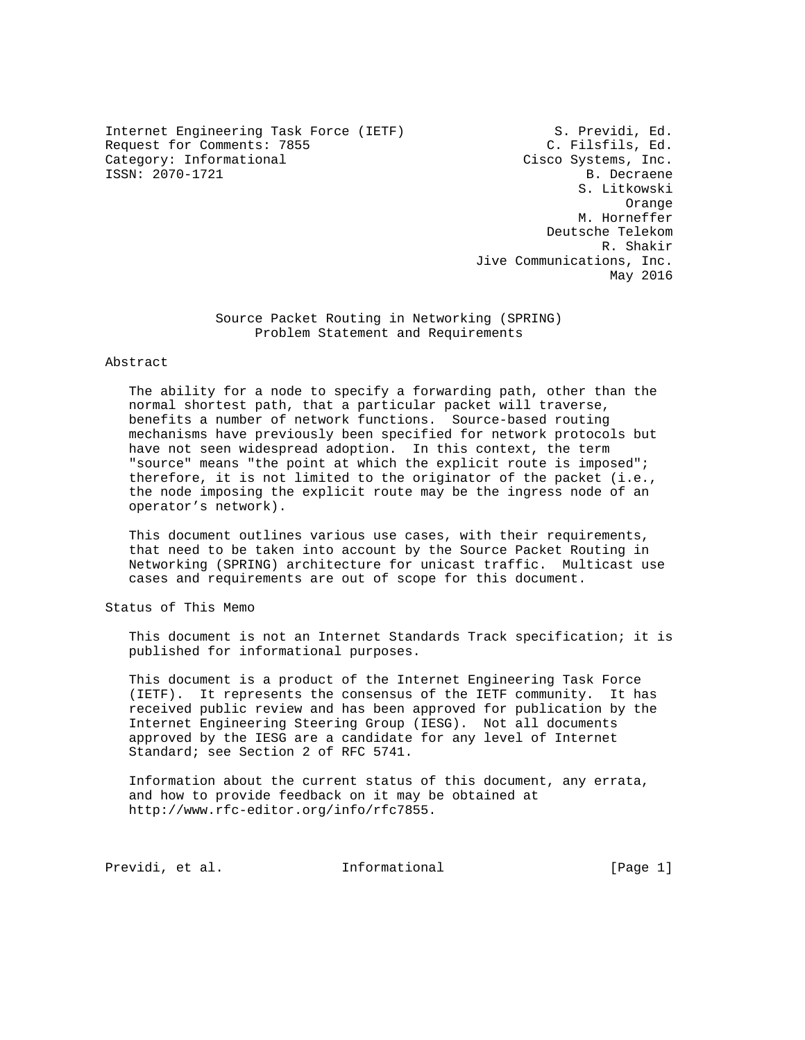Internet Engineering Task Force (IETF) S. Previdi, Ed.
Request for Comments: 7855 C. Filsfils, Ed.
Category: Informational Cisco Systems, Inc.
ISSN: 2070-1721 B. Decraene
S. Litkowski
Orange
M. Horneffer
Deutsche Telekom
R. Shakir
Jive Communications, Inc.
May 2016

# Source Packet Routing in Networking (SPRING) Problem Statement and Requirements

## Abstract

The ability for a node to specify a forwarding path, other than the normal shortest path, that a particular packet will traverse, benefits a number of network functions. Source-based routing mechanisms have previously been specified for network protocols but have not seen widespread adoption. In this context, the term "source" means "the point at which the explicit route is imposed"; therefore, it is not limited to the originator of the packet (i.e., the node imposing the explicit route may be the ingress node of an operator's network).

This document outlines various use cases, with their requirements, that need to be taken into account by the Source Packet Routing in Networking (SPRING) architecture for unicast traffic. Multicast use cases and requirements are out of scope for this document.

## Status of This Memo

This document is not an Internet Standards Track specification; it is published for informational purposes.

This document is a product of the Internet Engineering Task Force (IETF). It represents the consensus of the IETF community. It has received public review and has been approved for publication by the Internet Engineering Steering Group (IESG). Not all documents approved by the IESG are a candidate for any level of Internet Standard; see Section 2 of RFC 5741.

Information about the current status of this document, any errata, and how to provide feedback on it may be obtained at http://www.rfc-editor.org/info/rfc7855.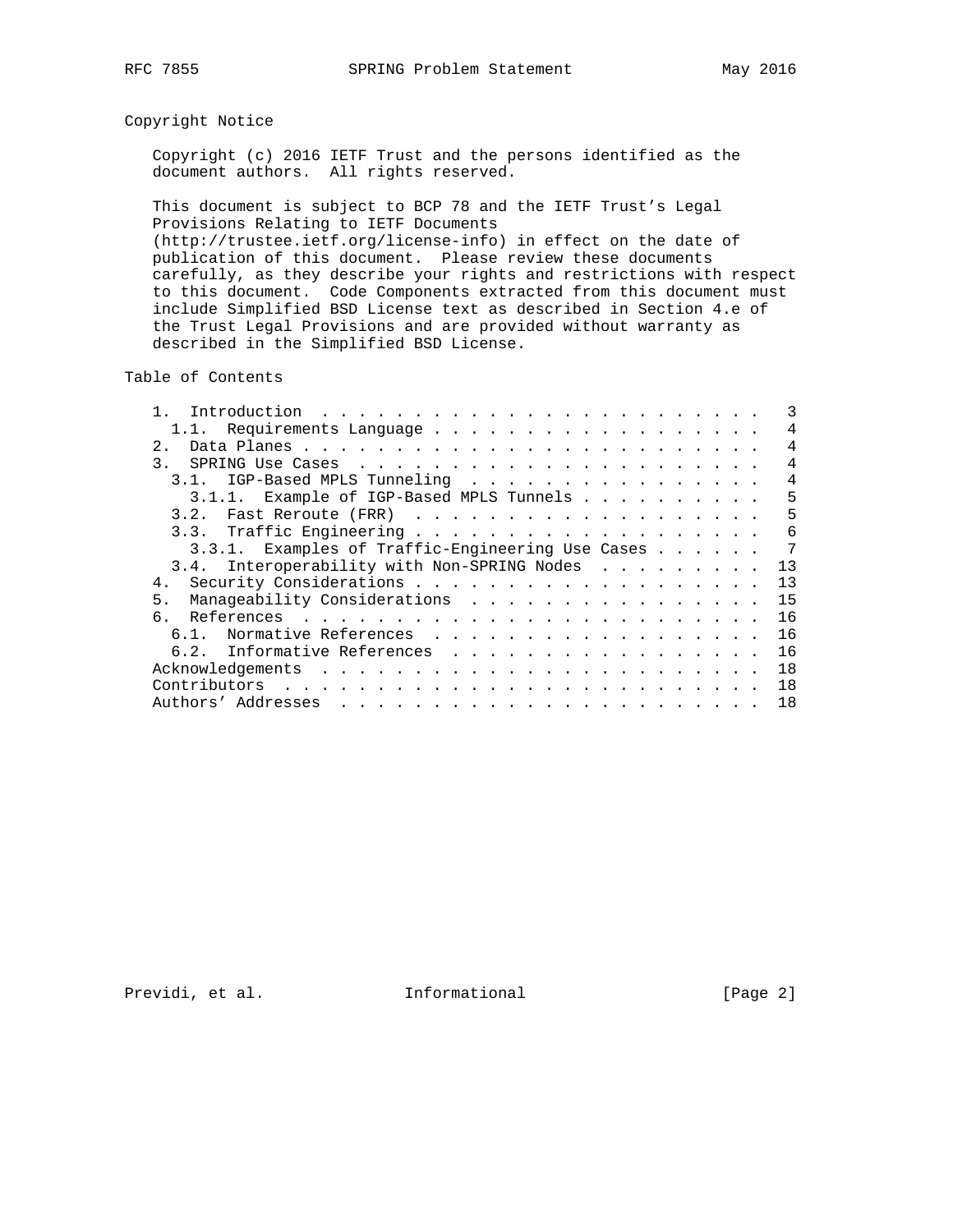## Copyright Notice

Copyright (c) 2016 IETF Trust and the persons identified as the document authors. All rights reserved.

This document is subject to BCP 78 and the IETF Trust's Legal Provisions Relating to IETF Documents (http://trustee.ietf.org/license-info) in effect on the date of publication of this document. Please review these documents carefully, as they describe your rights and restrictions with respect to this document. Code Components extracted from this document must include Simplified BSD License text as described in Section 4.e of the Trust Legal Provisions and are provided without warranty as described in the Simplified BSD License.

## Table of Contents

```
   1.  Introduction . . . . . . . . . . . . . . . . . . . . . . . .   3
     1.1.  Requirements Language . . . . . . . . . . . . . . . . . .   4
   2.  Data Planes . . . . . . . . . . . . . . . . . . . . . . . . .   4
   3.  SPRING Use Cases  . . . . . . . . . . . . . . . . . . . . . .   4
     3.1.  IGP-Based MPLS Tunneling  . . . . . . . . . . . . . . . .   4
       3.1.1.  Example of IGP-Based MPLS Tunnels . . . . . . . . . .   5
     3.2.  Fast Reroute (FRR)  . . . . . . . . . . . . . . . . . . .   5
     3.3.  Traffic Engineering . . . . . . . . . . . . . . . . . . .   6
       3.3.1.  Examples of Traffic-Engineering Use Cases . . . . . .   7
     3.4.  Interoperability with Non-SPRING Nodes  . . . . . . . . .  13
   4.  Security Considerations . . . . . . . . . . . . . . . . . . .  13
   5.  Manageability Considerations  . . . . . . . . . . . . . . . .  15
   6.  References  . . . . . . . . . . . . . . . . . . . . . . . . .  16
     6.1.  Normative References  . . . . . . . . . . . . . . . . . .  16
     6.2.  Informative References  . . . . . . . . . . . . . . . . .  16
   Acknowledgements  . . . . . . . . . . . . . . . . . . . . . . . .  18
   Contributors  . . . . . . . . . . . . . . . . . . . . . . . . . .  18
   Authors' Addresses  . . . . . . . . . . . . . . . . . . . . . . .  18
```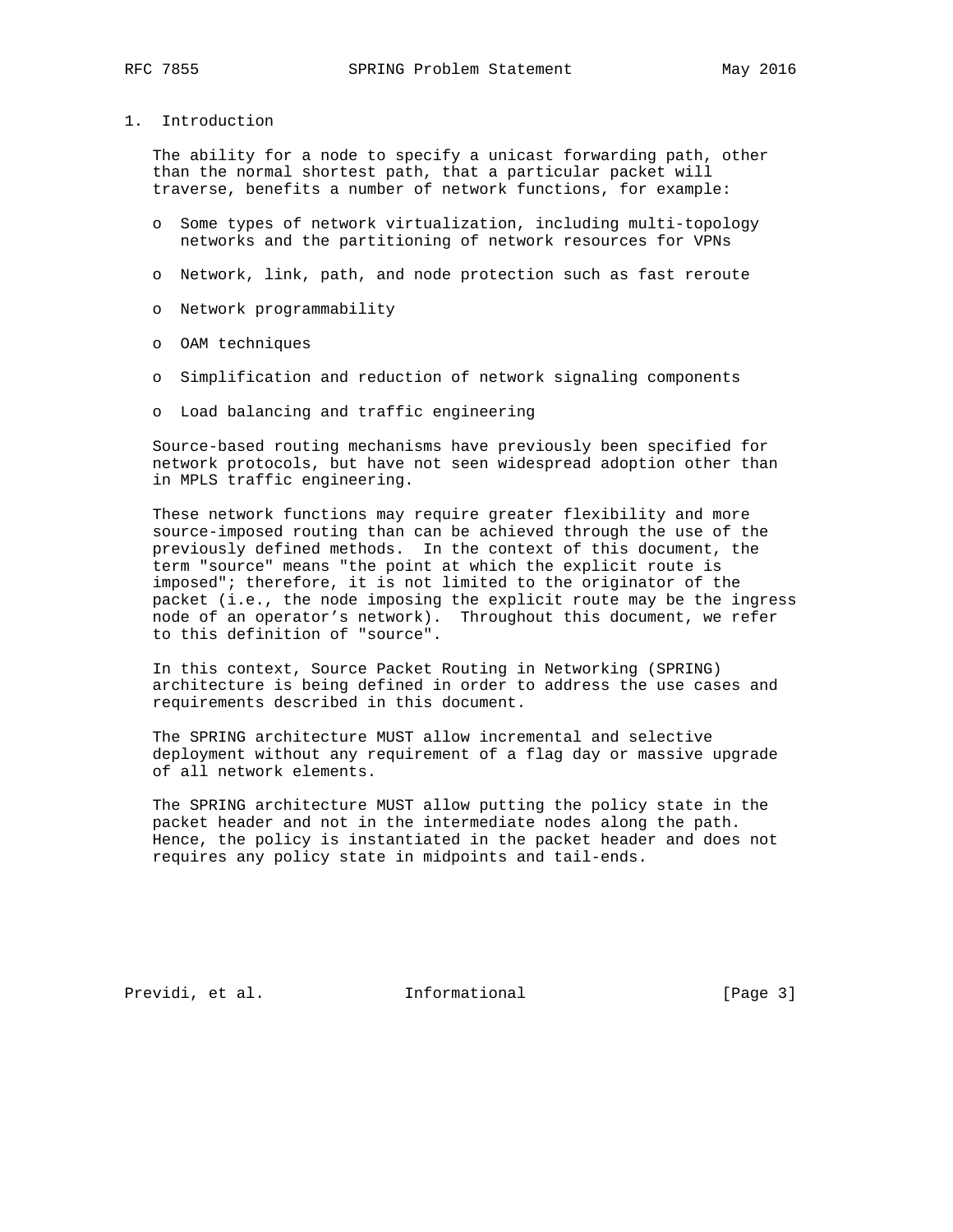# 1. Introduction

The ability for a node to specify a unicast forwarding path, other than the normal shortest path, that a particular packet will traverse, benefits a number of network functions, for example:

- Some types of network virtualization, including multi-topology networks and the partitioning of network resources for VPNs
- Network, link, path, and node protection such as fast reroute
- Network programmability
- OAM techniques
- Simplification and reduction of network signaling components
- Load balancing and traffic engineering

Source-based routing mechanisms have previously been specified for network protocols, but have not seen widespread adoption other than in MPLS traffic engineering.

These network functions may require greater flexibility and more source-imposed routing than can be achieved through the use of the previously defined methods. In the context of this document, the term "source" means "the point at which the explicit route is imposed"; therefore, it is not limited to the originator of the packet (i.e., the node imposing the explicit route may be the ingress node of an operator's network). Throughout this document, we refer to this definition of "source".

In this context, Source Packet Routing in Networking (SPRING) architecture is being defined in order to address the use cases and requirements described in this document.

The SPRING architecture MUST allow incremental and selective deployment without any requirement of a flag day or massive upgrade of all network elements.

The SPRING architecture MUST allow putting the policy state in the packet header and not in the intermediate nodes along the path. Hence, the policy is instantiated in the packet header and does not requires any policy state in midpoints and tail-ends.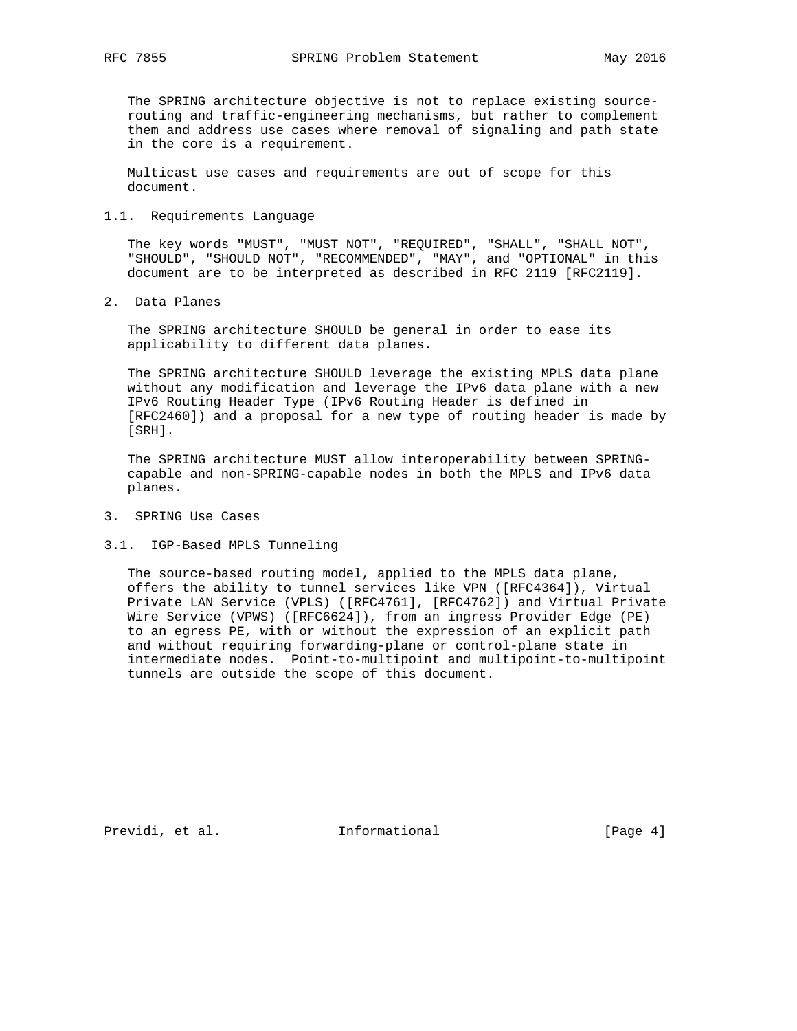The SPRING architecture objective is not to replace existing source-routing and traffic-engineering mechanisms, but rather to complement them and address use cases where removal of signaling and path state in the core is a requirement.

Multicast use cases and requirements are out of scope for this document.

### 1.1. Requirements Language

The key words "MUST", "MUST NOT", "REQUIRED", "SHALL", "SHALL NOT", "SHOULD", "SHOULD NOT", "RECOMMENDED", "MAY", and "OPTIONAL" in this document are to be interpreted as described in RFC 2119 [RFC2119].

## 2. Data Planes

The SPRING architecture SHOULD be general in order to ease its applicability to different data planes.

The SPRING architecture SHOULD leverage the existing MPLS data plane without any modification and leverage the IPv6 data plane with a new IPv6 Routing Header Type (IPv6 Routing Header is defined in [RFC2460]) and a proposal for a new type of routing header is made by [SRH].

The SPRING architecture MUST allow interoperability between SPRING-capable and non-SPRING-capable nodes in both the MPLS and IPv6 data planes.

## 3. SPRING Use Cases

### 3.1. IGP-Based MPLS Tunneling

The source-based routing model, applied to the MPLS data plane, offers the ability to tunnel services like VPN ([RFC4364]), Virtual Private LAN Service (VPLS) ([RFC4761], [RFC4762]) and Virtual Private Wire Service (VPWS) ([RFC6624]), from an ingress Provider Edge (PE) to an egress PE, with or without the expression of an explicit path and without requiring forwarding-plane or control-plane state in intermediate nodes. Point-to-multipoint and multipoint-to-multipoint tunnels are outside the scope of this document.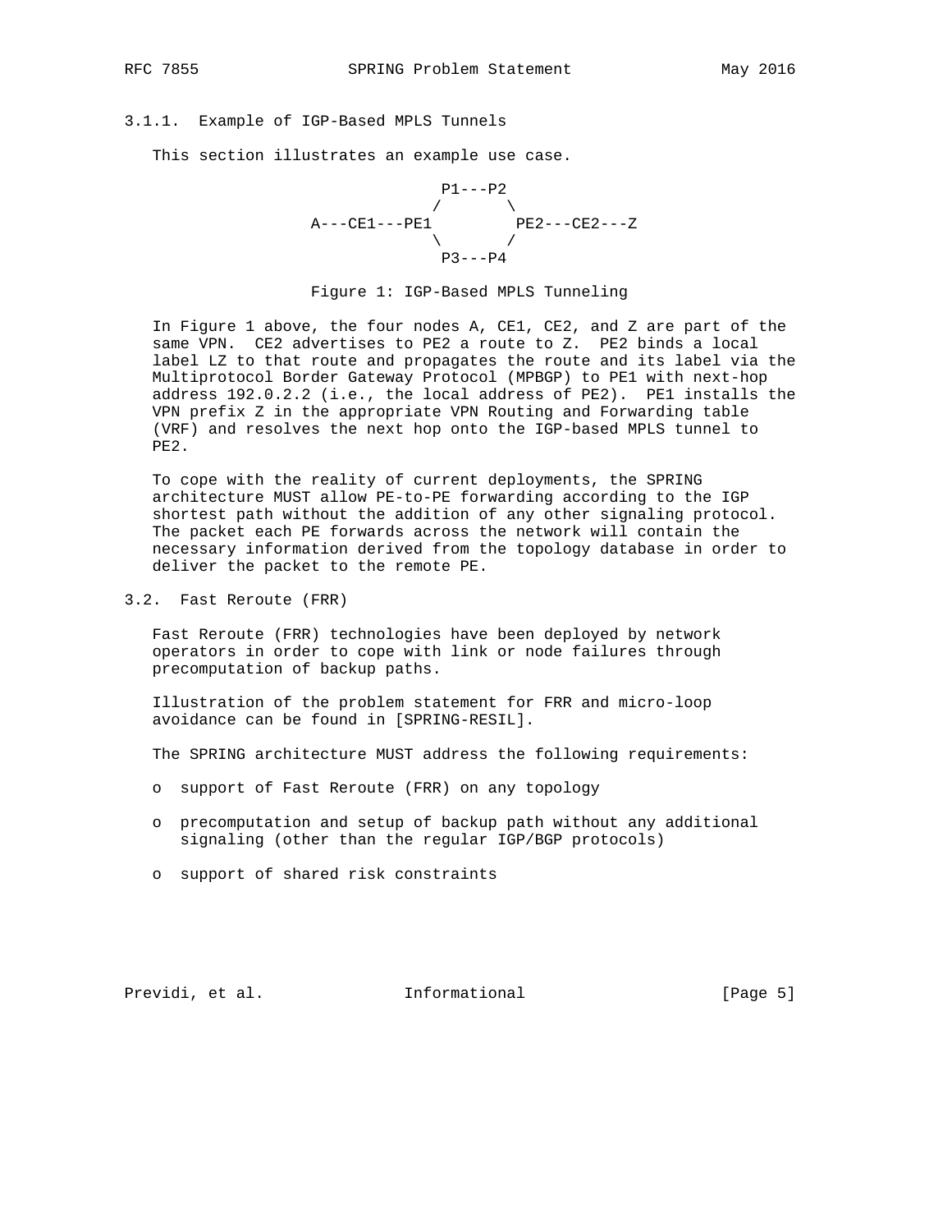### 3.1.1. Example of IGP-Based MPLS Tunnels

This section illustrates an example use case.

```
                     P1---P2
                    /       \
           A---CE1---PE1       PE2---CE2---Z
                    \       /
                     P3---P4
```

Figure 1: IGP-Based MPLS Tunneling

In Figure 1 above, the four nodes A, CE1, CE2, and Z are part of the same VPN. CE2 advertises to PE2 a route to Z. PE2 binds a local label LZ to that route and propagates the route and its label via the Multiprotocol Border Gateway Protocol (MPBGP) to PE1 with next-hop address 192.0.2.2 (i.e., the local address of PE2). PE1 installs the VPN prefix Z in the appropriate VPN Routing and Forwarding table (VRF) and resolves the next hop onto the IGP-based MPLS tunnel to PE2.

To cope with the reality of current deployments, the SPRING architecture MUST allow PE-to-PE forwarding according to the IGP shortest path without the addition of any other signaling protocol. The packet each PE forwards across the network will contain the necessary information derived from the topology database in order to deliver the packet to the remote PE.

## 3.2. Fast Reroute (FRR)

Fast Reroute (FRR) technologies have been deployed by network operators in order to cope with link or node failures through precomputation of backup paths.

Illustration of the problem statement for FRR and micro-loop avoidance can be found in [SPRING-RESIL].

The SPRING architecture MUST address the following requirements:

- support of Fast Reroute (FRR) on any topology
- precomputation and setup of backup path without any additional signaling (other than the regular IGP/BGP protocols)
- support of shared risk constraints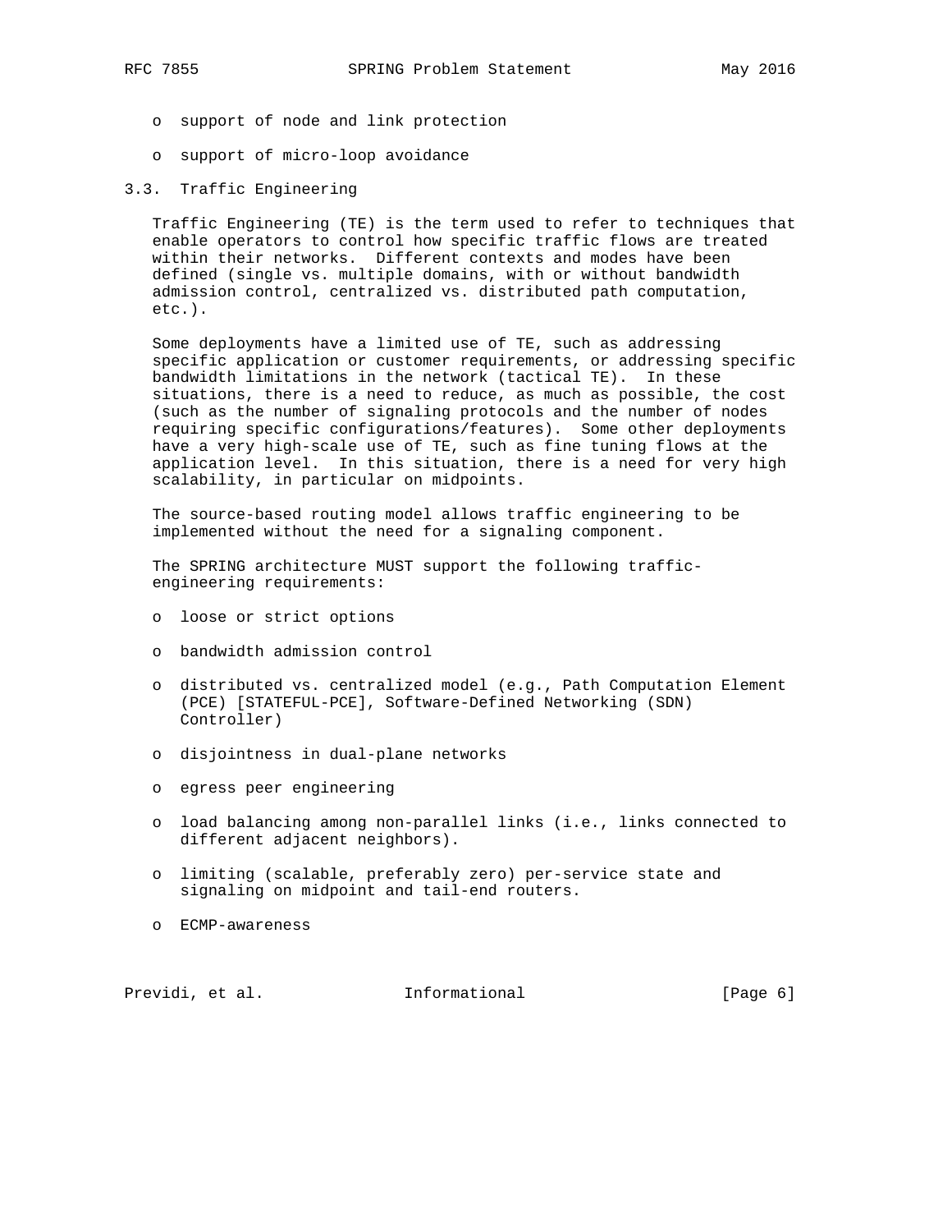- support of node and link protection
- support of micro-loop avoidance

### 3.3. Traffic Engineering

Traffic Engineering (TE) is the term used to refer to techniques that enable operators to control how specific traffic flows are treated within their networks. Different contexts and modes have been defined (single vs. multiple domains, with or without bandwidth admission control, centralized vs. distributed path computation, etc.).

Some deployments have a limited use of TE, such as addressing specific application or customer requirements, or addressing specific bandwidth limitations in the network (tactical TE). In these situations, there is a need to reduce, as much as possible, the cost (such as the number of signaling protocols and the number of nodes requiring specific configurations/features). Some other deployments have a very high-scale use of TE, such as fine tuning flows at the application level. In this situation, there is a need for very high scalability, in particular on midpoints.

The source-based routing model allows traffic engineering to be implemented without the need for a signaling component.

The SPRING architecture MUST support the following traffic-engineering requirements:

- loose or strict options
- bandwidth admission control
- distributed vs. centralized model (e.g., Path Computation Element (PCE) [STATEFUL-PCE], Software-Defined Networking (SDN) Controller)
- disjointness in dual-plane networks
- egress peer engineering
- load balancing among non-parallel links (i.e., links connected to different adjacent neighbors).
- limiting (scalable, preferably zero) per-service state and signaling on midpoint and tail-end routers.
- ECMP-awareness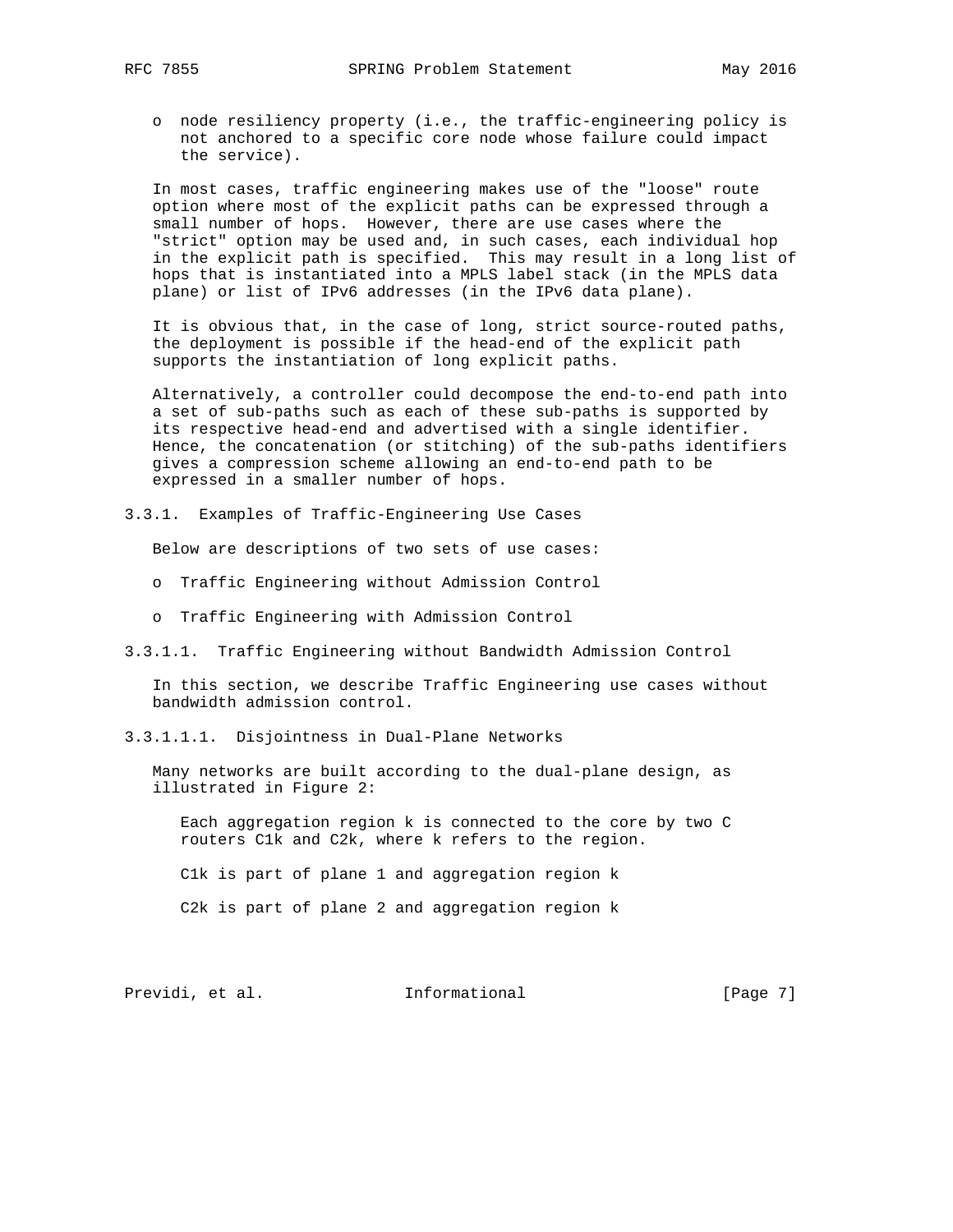- node resiliency property (i.e., the traffic-engineering policy is not anchored to a specific core node whose failure could impact the service).

In most cases, traffic engineering makes use of the "loose" route option where most of the explicit paths can be expressed through a small number of hops. However, there are use cases where the "strict" option may be used and, in such cases, each individual hop in the explicit path is specified. This may result in a long list of hops that is instantiated into a MPLS label stack (in the MPLS data plane) or list of IPv6 addresses (in the IPv6 data plane).

It is obvious that, in the case of long, strict source-routed paths, the deployment is possible if the head-end of the explicit path supports the instantiation of long explicit paths.

Alternatively, a controller could decompose the end-to-end path into a set of sub-paths such as each of these sub-paths is supported by its respective head-end and advertised with a single identifier. Hence, the concatenation (or stitching) of the sub-paths identifiers gives a compression scheme allowing an end-to-end path to be expressed in a smaller number of hops.

### 3.3.1. Examples of Traffic-Engineering Use Cases

Below are descriptions of two sets of use cases:

- Traffic Engineering without Admission Control
- Traffic Engineering with Admission Control

#### 3.3.1.1. Traffic Engineering without Bandwidth Admission Control

In this section, we describe Traffic Engineering use cases without bandwidth admission control.

##### 3.3.1.1.1. Disjointness in Dual-Plane Networks

Many networks are built according to the dual-plane design, as illustrated in Figure 2:

> Each aggregation region k is connected to the core by two C routers C1k and C2k, where k refers to the region.
>
> C1k is part of plane 1 and aggregation region k
>
> C2k is part of plane 2 and aggregation region k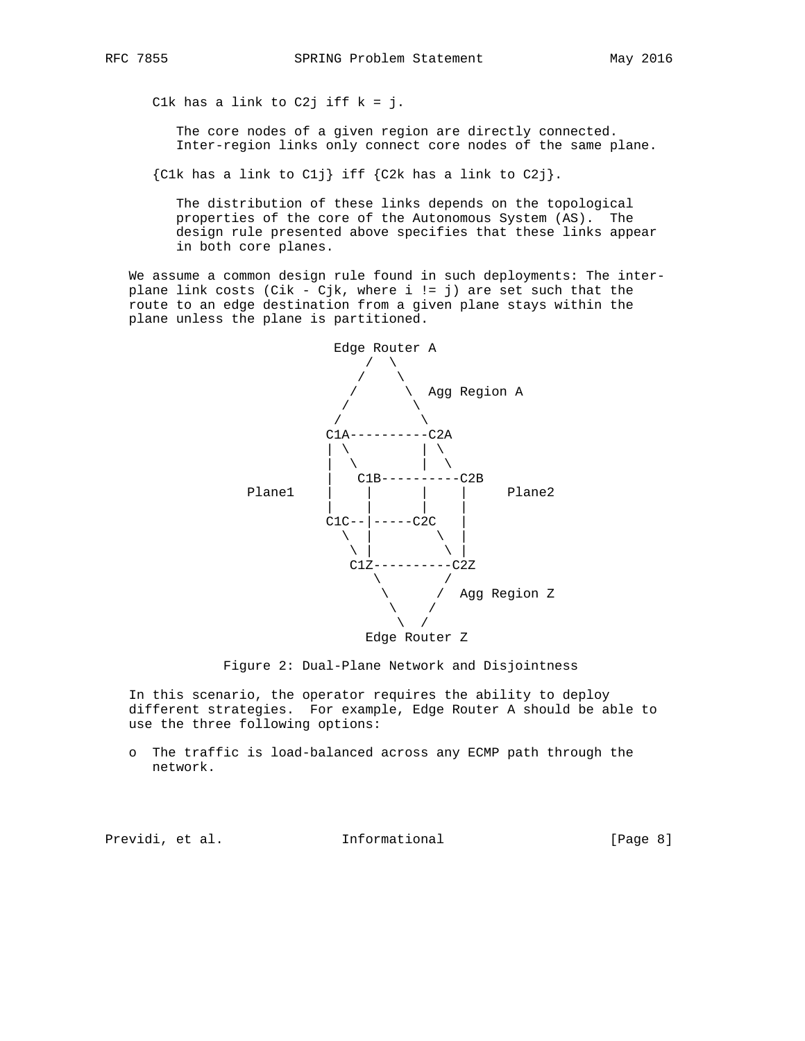C1k has a link to C2j iff k = j.

The core nodes of a given region are directly connected. Inter-region links only connect core nodes of the same plane.

{C1k has a link to C1j} iff {C2k has a link to C2j}.

The distribution of these links depends on the topological properties of the core of the Autonomous System (AS). The design rule presented above specifies that these links appear in both core planes.

We assume a common design rule found in such deployments: The inter-plane link costs (Cik - Cjk, where i != j) are set such that the route to an edge destination from a given plane stays within the plane unless the plane is partitioned.

```
                        Edge Router A
                           /  \
                          /    \
                         /      \  Agg Region A
                        /        \
                       /          \
                      C1A----------C2A
                      | \          | \
                      |  \         |  \
                      |   C1B----------C2B
             Plane1   |    |       |    |     Plane2
                      |    |       |    |
                      C1C--|-----C2C    |
                        \  |         \  |
                         \ |          \ |
                          C1Z----------C2Z
                             \        /
                              \      /  Agg Region Z
                               \    /
                                \  /
                             Edge Router Z
```

Figure 2: Dual-Plane Network and Disjointness

In this scenario, the operator requires the ability to deploy different strategies. For example, Edge Router A should be able to use the three following options:

- The traffic is load-balanced across any ECMP path through the network.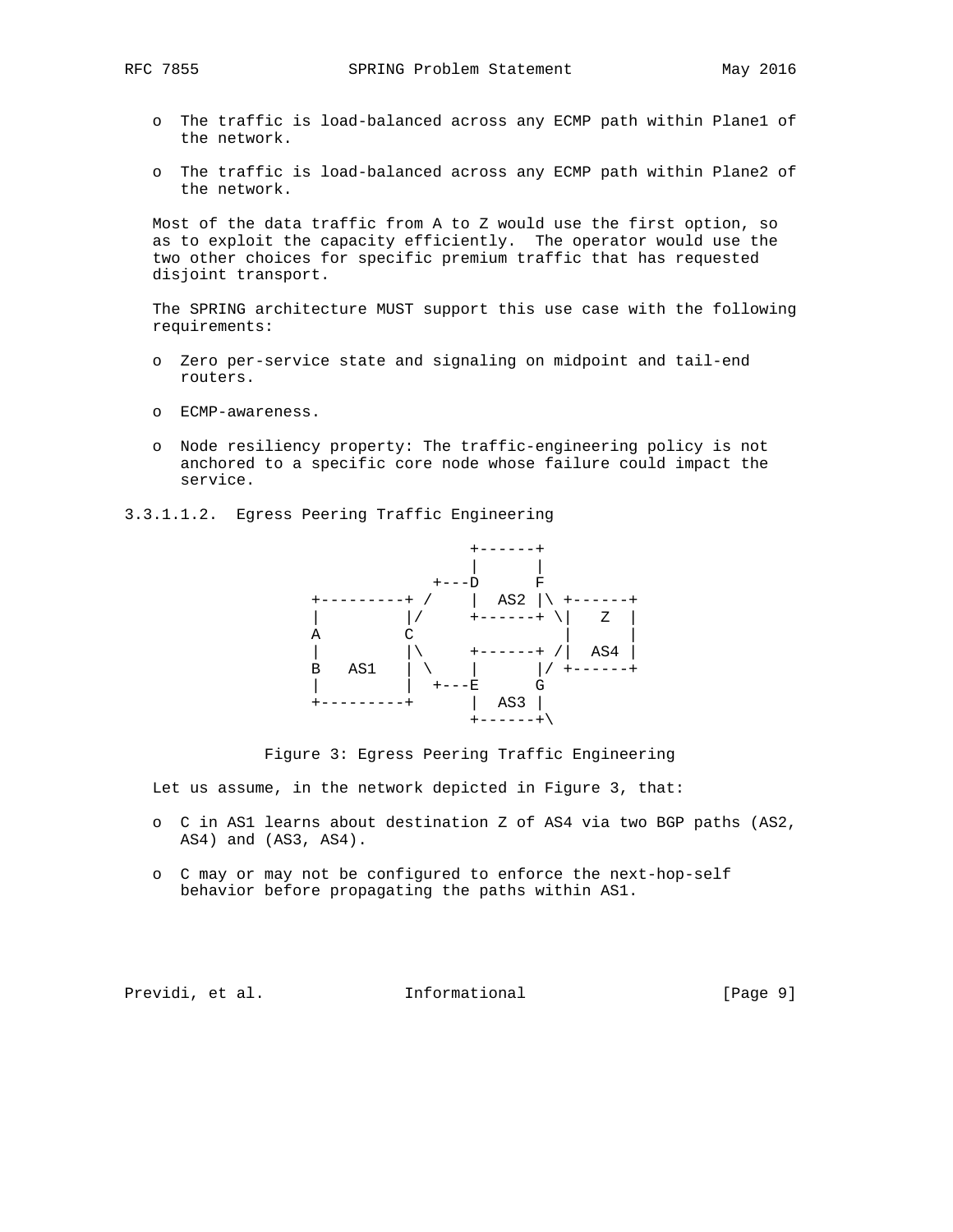- The traffic is load-balanced across any ECMP path within Plane1 of the network.

- The traffic is load-balanced across any ECMP path within Plane2 of the network.

Most of the data traffic from A to Z would use the first option, so as to exploit the capacity efficiently. The operator would use the two other choices for specific premium traffic that has requested disjoint transport.

The SPRING architecture MUST support this use case with the following requirements:

- Zero per-service state and signaling on midpoint and tail-end routers.

- ECMP-awareness.

- Node resiliency property: The traffic-engineering policy is not anchored to a specific core node whose failure could impact the service.

#### 3.3.1.1.2. Egress Peering Traffic Engineering

```
                           +------+
                           |      |
                       +---D      F
        +---------+ /    |  AS2 |\ +------+
        |         |/     +------+ \|   Z  |
        A         C                |      |
        |         |\     +------+ /|  AS4 |
        B   AS1   | \    |      |/ +------+
        |         |  +---E      G
        +---------+      |  AS3 |
                         +------+\
```

Figure 3: Egress Peering Traffic Engineering

Let us assume, in the network depicted in Figure 3, that:

- C in AS1 learns about destination Z of AS4 via two BGP paths (AS2, AS4) and (AS3, AS4).

- C may or may not be configured to enforce the next-hop-self behavior before propagating the paths within AS1.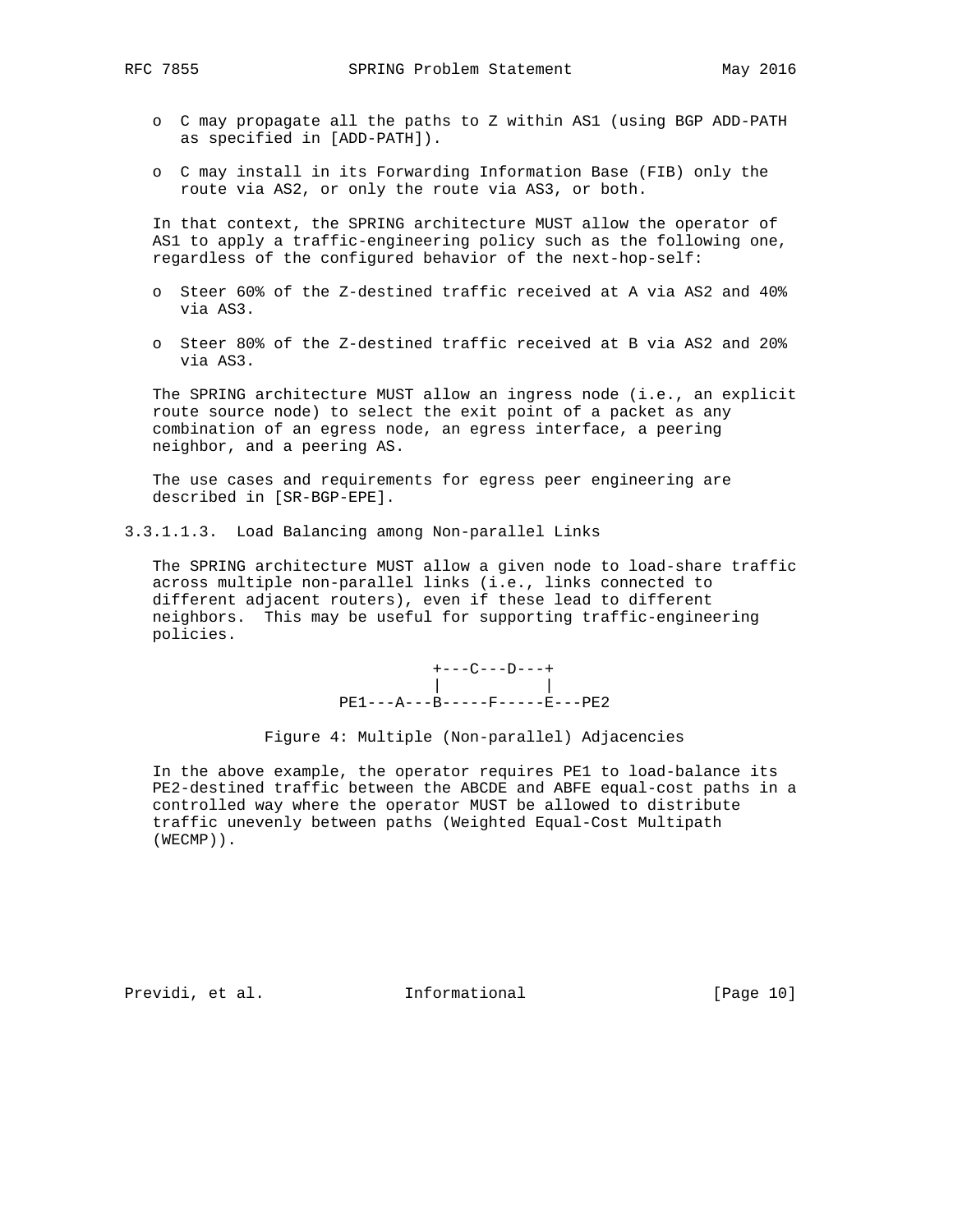- C may propagate all the paths to Z within AS1 (using BGP ADD-PATH as specified in [ADD-PATH]).
- C may install in its Forwarding Information Base (FIB) only the route via AS2, or only the route via AS3, or both.

In that context, the SPRING architecture MUST allow the operator of AS1 to apply a traffic-engineering policy such as the following one, regardless of the configured behavior of the next-hop-self:

- Steer 60% of the Z-destined traffic received at A via AS2 and 40% via AS3.
- Steer 80% of the Z-destined traffic received at B via AS2 and 20% via AS3.

The SPRING architecture MUST allow an ingress node (i.e., an explicit route source node) to select the exit point of a packet as any combination of an egress node, an egress interface, a peering neighbor, and a peering AS.

The use cases and requirements for egress peer engineering are described in [SR-BGP-EPE].

#### 3.3.1.1.3. Load Balancing among Non-parallel Links

The SPRING architecture MUST allow a given node to load-share traffic across multiple non-parallel links (i.e., links connected to different adjacent routers), even if these lead to different neighbors. This may be useful for supporting traffic-engineering policies.

```
                 +---C---D---+
                 |           |
     PE1---A---B-----F-----E---PE2
```

Figure 4: Multiple (Non-parallel) Adjacencies

In the above example, the operator requires PE1 to load-balance its PE2-destined traffic between the ABCDE and ABFE equal-cost paths in a controlled way where the operator MUST be allowed to distribute traffic unevenly between paths (Weighted Equal-Cost Multipath (WECMP)).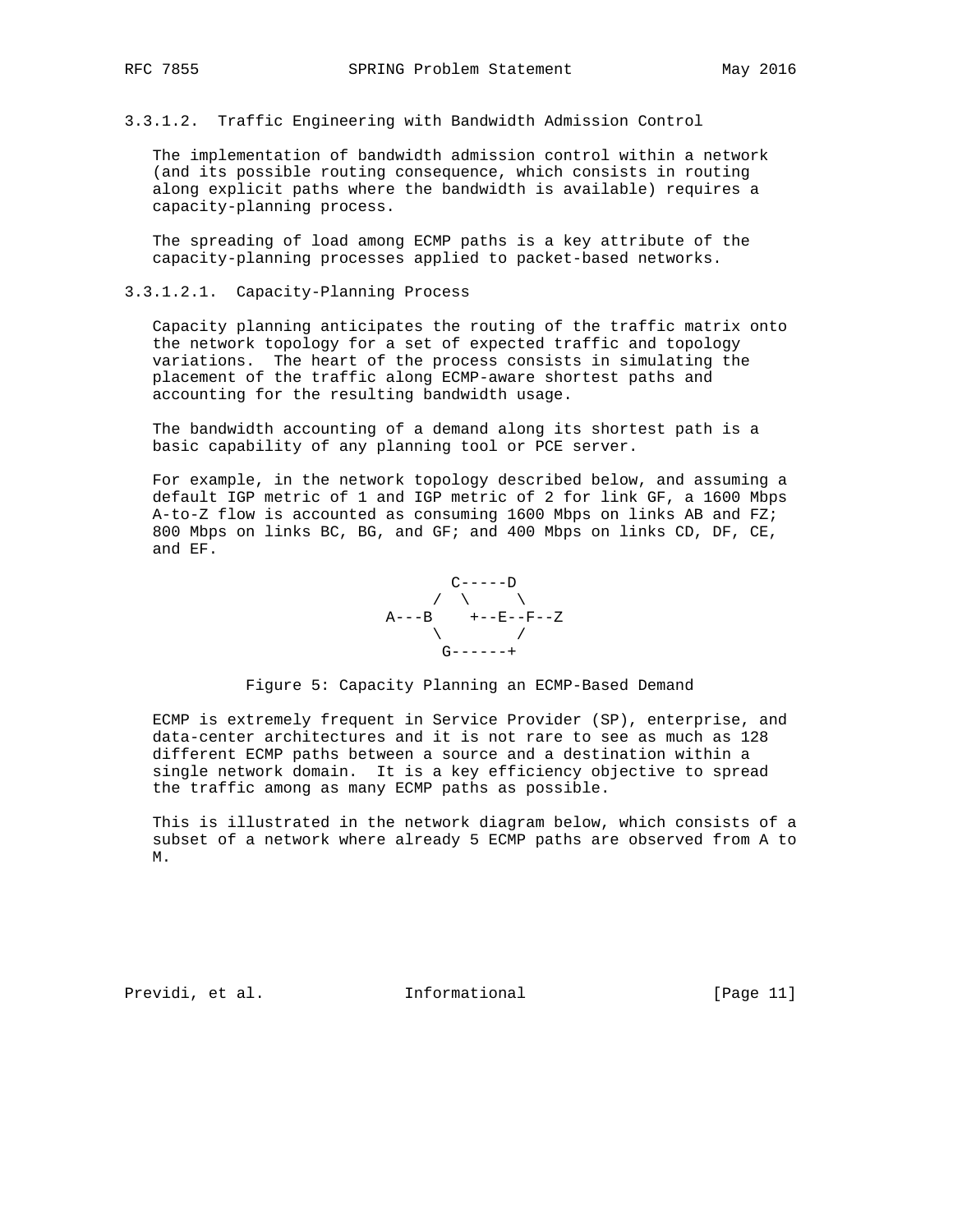### 3.3.1.2. Traffic Engineering with Bandwidth Admission Control

The implementation of bandwidth admission control within a network (and its possible routing consequence, which consists in routing along explicit paths where the bandwidth is available) requires a capacity-planning process.

The spreading of load among ECMP paths is a key attribute of the capacity-planning processes applied to packet-based networks.

#### 3.3.1.2.1. Capacity-Planning Process

Capacity planning anticipates the routing of the traffic matrix onto the network topology for a set of expected traffic and topology variations. The heart of the process consists in simulating the placement of the traffic along ECMP-aware shortest paths and accounting for the resulting bandwidth usage.

The bandwidth accounting of a demand along its shortest path is a basic capability of any planning tool or PCE server.

For example, in the network topology described below, and assuming a default IGP metric of 1 and IGP metric of 2 for link GF, a 1600 Mbps A-to-Z flow is accounted as consuming 1600 Mbps on links AB and FZ; 800 Mbps on links BC, BG, and GF; and 400 Mbps on links CD, DF, CE, and EF.

```
          C-----D
         /  \     \
     A---B    +--E--F--Z
         \        /
          G------+
```

Figure 5: Capacity Planning an ECMP-Based Demand

ECMP is extremely frequent in Service Provider (SP), enterprise, and data-center architectures and it is not rare to see as much as 128 different ECMP paths between a source and a destination within a single network domain. It is a key efficiency objective to spread the traffic among as many ECMP paths as possible.

This is illustrated in the network diagram below, which consists of a subset of a network where already 5 ECMP paths are observed from A to M.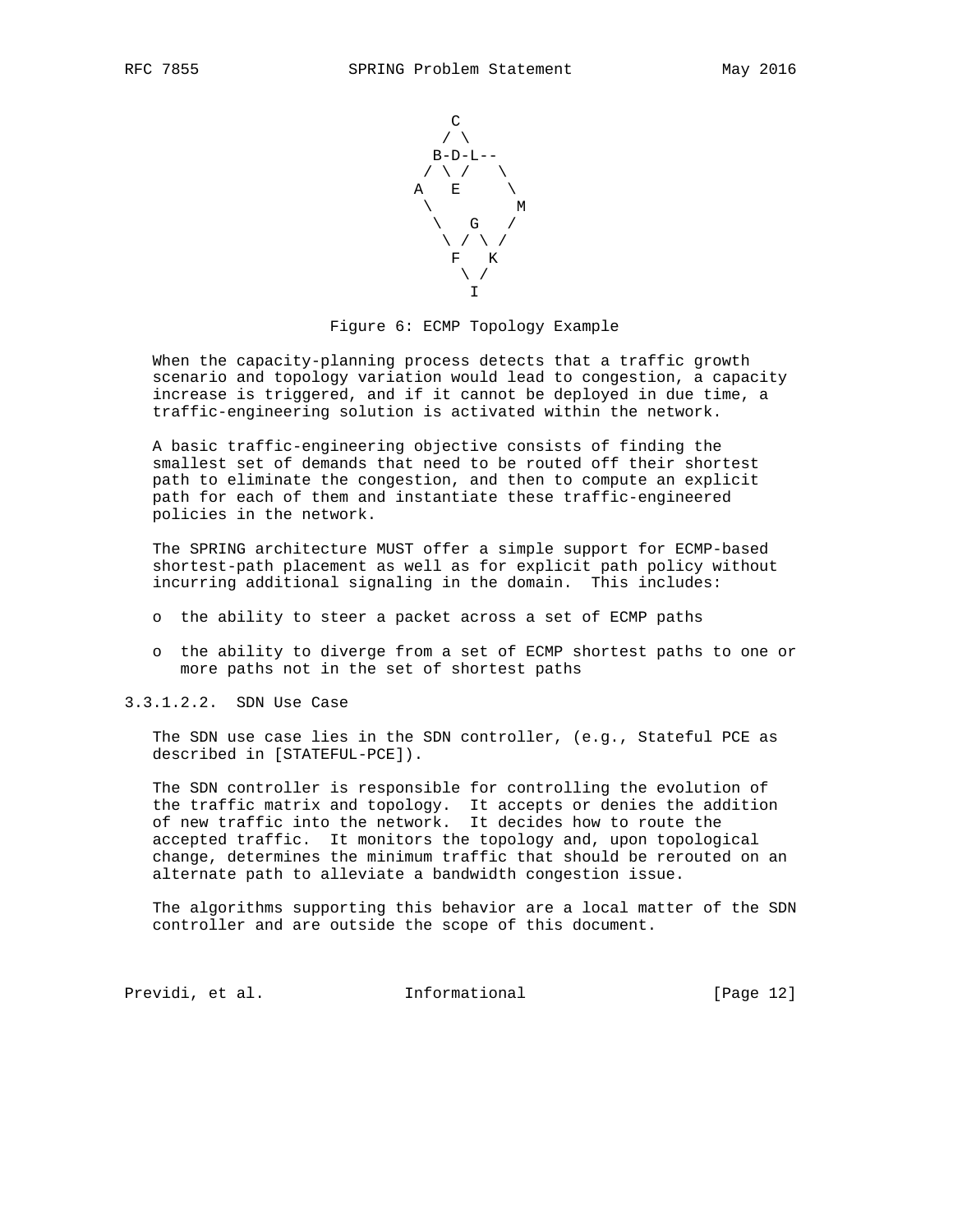```
          C
         / \
        B-D-L--
       / \ /   \
      A   E     \
       \         M
        \   G   /
         \ / \ /
          F   K
           \ /
            I
```

Figure 6: ECMP Topology Example

When the capacity-planning process detects that a traffic growth scenario and topology variation would lead to congestion, a capacity increase is triggered, and if it cannot be deployed in due time, a traffic-engineering solution is activated within the network.

A basic traffic-engineering objective consists of finding the smallest set of demands that need to be routed off their shortest path to eliminate the congestion, and then to compute an explicit path for each of them and instantiate these traffic-engineered policies in the network.

The SPRING architecture MUST offer a simple support for ECMP-based shortest-path placement as well as for explicit path policy without incurring additional signaling in the domain. This includes:

- the ability to steer a packet across a set of ECMP paths
- the ability to diverge from a set of ECMP shortest paths to one or more paths not in the set of shortest paths

###### 3.3.1.2.2. SDN Use Case

The SDN use case lies in the SDN controller, (e.g., Stateful PCE as described in [STATEFUL-PCE]).

The SDN controller is responsible for controlling the evolution of the traffic matrix and topology. It accepts or denies the addition of new traffic into the network. It decides how to route the accepted traffic. It monitors the topology and, upon topological change, determines the minimum traffic that should be rerouted on an alternate path to alleviate a bandwidth congestion issue.

The algorithms supporting this behavior are a local matter of the SDN controller and are outside the scope of this document.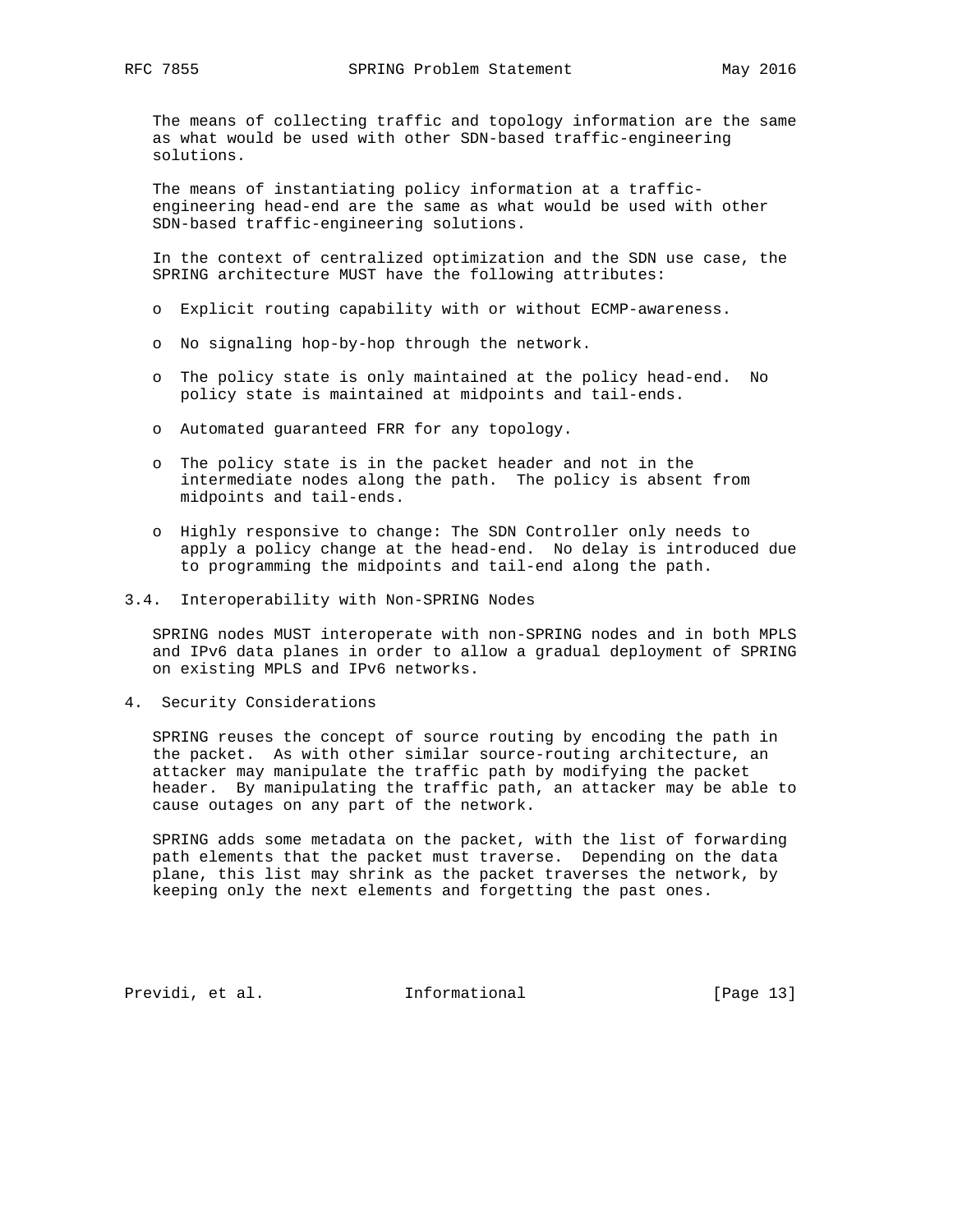The means of collecting traffic and topology information are the same as what would be used with other SDN-based traffic-engineering solutions.

The means of instantiating policy information at a traffic-engineering head-end are the same as what would be used with other SDN-based traffic-engineering solutions.

In the context of centralized optimization and the SDN use case, the SPRING architecture MUST have the following attributes:

- Explicit routing capability with or without ECMP-awareness.
- No signaling hop-by-hop through the network.
- The policy state is only maintained at the policy head-end. No policy state is maintained at midpoints and tail-ends.
- Automated guaranteed FRR for any topology.
- The policy state is in the packet header and not in the intermediate nodes along the path. The policy is absent from midpoints and tail-ends.
- Highly responsive to change: The SDN Controller only needs to apply a policy change at the head-end. No delay is introduced due to programming the midpoints and tail-end along the path.

### 3.4. Interoperability with Non-SPRING Nodes

SPRING nodes MUST interoperate with non-SPRING nodes and in both MPLS and IPv6 data planes in order to allow a gradual deployment of SPRING on existing MPLS and IPv6 networks.

## 4. Security Considerations

SPRING reuses the concept of source routing by encoding the path in the packet. As with other similar source-routing architecture, an attacker may manipulate the traffic path by modifying the packet header. By manipulating the traffic path, an attacker may be able to cause outages on any part of the network.

SPRING adds some metadata on the packet, with the list of forwarding path elements that the packet must traverse. Depending on the data plane, this list may shrink as the packet traverses the network, by keeping only the next elements and forgetting the past ones.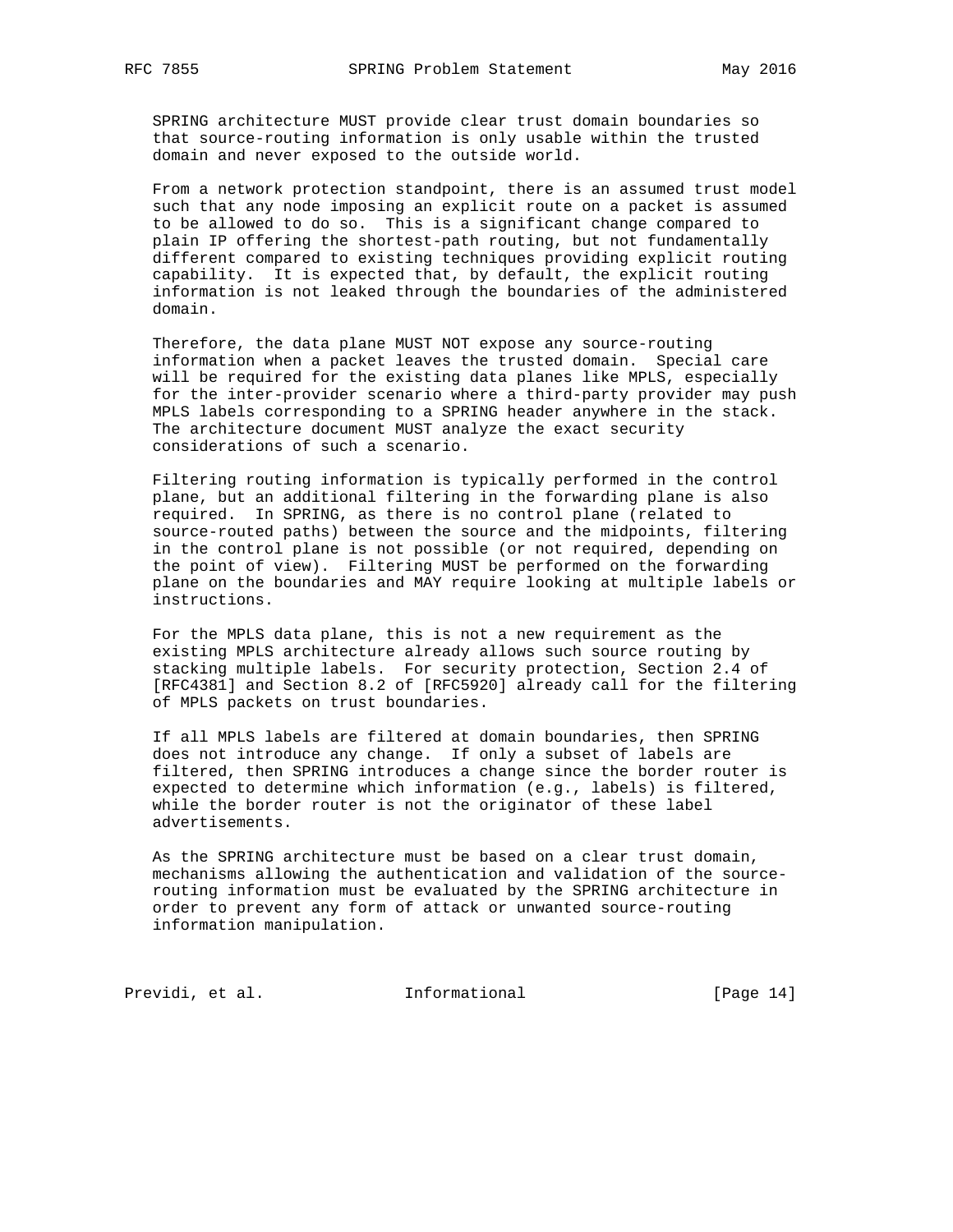SPRING architecture MUST provide clear trust domain boundaries so that source-routing information is only usable within the trusted domain and never exposed to the outside world.

From a network protection standpoint, there is an assumed trust model such that any node imposing an explicit route on a packet is assumed to be allowed to do so. This is a significant change compared to plain IP offering the shortest-path routing, but not fundamentally different compared to existing techniques providing explicit routing capability. It is expected that, by default, the explicit routing information is not leaked through the boundaries of the administered domain.

Therefore, the data plane MUST NOT expose any source-routing information when a packet leaves the trusted domain. Special care will be required for the existing data planes like MPLS, especially for the inter-provider scenario where a third-party provider may push MPLS labels corresponding to a SPRING header anywhere in the stack. The architecture document MUST analyze the exact security considerations of such a scenario.

Filtering routing information is typically performed in the control plane, but an additional filtering in the forwarding plane is also required. In SPRING, as there is no control plane (related to source-routed paths) between the source and the midpoints, filtering in the control plane is not possible (or not required, depending on the point of view). Filtering MUST be performed on the forwarding plane on the boundaries and MAY require looking at multiple labels or instructions.

For the MPLS data plane, this is not a new requirement as the existing MPLS architecture already allows such source routing by stacking multiple labels. For security protection, Section 2.4 of [RFC4381] and Section 8.2 of [RFC5920] already call for the filtering of MPLS packets on trust boundaries.

If all MPLS labels are filtered at domain boundaries, then SPRING does not introduce any change. If only a subset of labels are filtered, then SPRING introduces a change since the border router is expected to determine which information (e.g., labels) is filtered, while the border router is not the originator of these label advertisements.

As the SPRING architecture must be based on a clear trust domain, mechanisms allowing the authentication and validation of the source-routing information must be evaluated by the SPRING architecture in order to prevent any form of attack or unwanted source-routing information manipulation.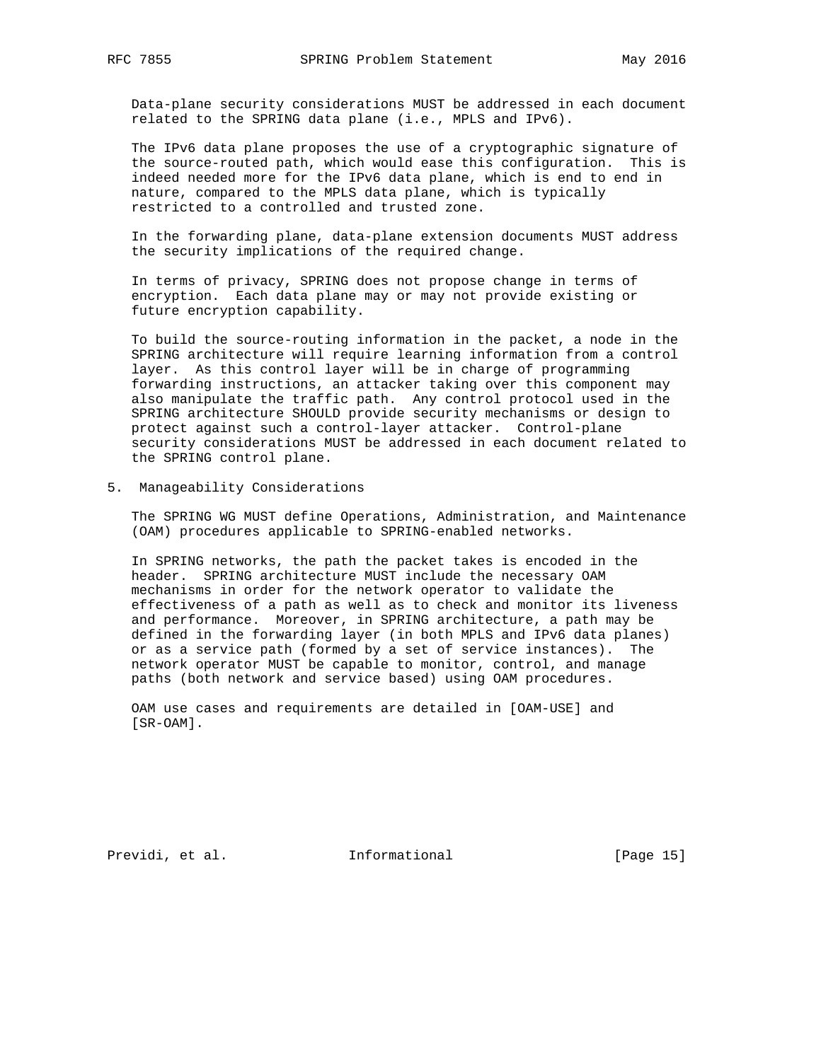Data-plane security considerations MUST be addressed in each document related to the SPRING data plane (i.e., MPLS and IPv6).

The IPv6 data plane proposes the use of a cryptographic signature of the source-routed path, which would ease this configuration. This is indeed needed more for the IPv6 data plane, which is end to end in nature, compared to the MPLS data plane, which is typically restricted to a controlled and trusted zone.

In the forwarding plane, data-plane extension documents MUST address the security implications of the required change.

In terms of privacy, SPRING does not propose change in terms of encryption. Each data plane may or may not provide existing or future encryption capability.

To build the source-routing information in the packet, a node in the SPRING architecture will require learning information from a control layer. As this control layer will be in charge of programming forwarding instructions, an attacker taking over this component may also manipulate the traffic path. Any control protocol used in the SPRING architecture SHOULD provide security mechanisms or design to protect against such a control-layer attacker. Control-plane security considerations MUST be addressed in each document related to the SPRING control plane.

## 5. Manageability Considerations

The SPRING WG MUST define Operations, Administration, and Maintenance (OAM) procedures applicable to SPRING-enabled networks.

In SPRING networks, the path the packet takes is encoded in the header. SPRING architecture MUST include the necessary OAM mechanisms in order for the network operator to validate the effectiveness of a path as well as to check and monitor its liveness and performance. Moreover, in SPRING architecture, a path may be defined in the forwarding layer (in both MPLS and IPv6 data planes) or as a service path (formed by a set of service instances). The network operator MUST be capable to monitor, control, and manage paths (both network and service based) using OAM procedures.

OAM use cases and requirements are detailed in [OAM-USE] and [SR-OAM].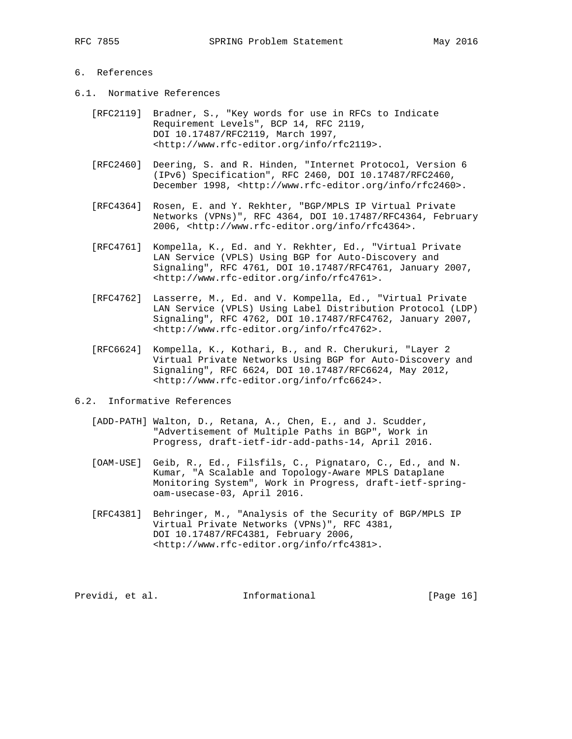## 6. References

### 6.1. Normative References

[RFC2119] Bradner, S., "Key words for use in RFCs to Indicate Requirement Levels", BCP 14, RFC 2119, DOI 10.17487/RFC2119, March 1997, <http://www.rfc-editor.org/info/rfc2119>.

[RFC2460] Deering, S. and R. Hinden, "Internet Protocol, Version 6 (IPv6) Specification", RFC 2460, DOI 10.17487/RFC2460, December 1998, <http://www.rfc-editor.org/info/rfc2460>.

[RFC4364] Rosen, E. and Y. Rekhter, "BGP/MPLS IP Virtual Private Networks (VPNs)", RFC 4364, DOI 10.17487/RFC4364, February 2006, <http://www.rfc-editor.org/info/rfc4364>.

[RFC4761] Kompella, K., Ed. and Y. Rekhter, Ed., "Virtual Private LAN Service (VPLS) Using BGP for Auto-Discovery and Signaling", RFC 4761, DOI 10.17487/RFC4761, January 2007, <http://www.rfc-editor.org/info/rfc4761>.

[RFC4762] Lasserre, M., Ed. and V. Kompella, Ed., "Virtual Private LAN Service (VPLS) Using Label Distribution Protocol (LDP) Signaling", RFC 4762, DOI 10.17487/RFC4762, January 2007, <http://www.rfc-editor.org/info/rfc4762>.

[RFC6624] Kompella, K., Kothari, B., and R. Cherukuri, "Layer 2 Virtual Private Networks Using BGP for Auto-Discovery and Signaling", RFC 6624, DOI 10.17487/RFC6624, May 2012, <http://www.rfc-editor.org/info/rfc6624>.

### 6.2. Informative References

[ADD-PATH] Walton, D., Retana, A., Chen, E., and J. Scudder, "Advertisement of Multiple Paths in BGP", Work in Progress, draft-ietf-idr-add-paths-14, April 2016.

[OAM-USE] Geib, R., Ed., Filsfils, C., Pignataro, C., Ed., and N. Kumar, "A Scalable and Topology-Aware MPLS Dataplane Monitoring System", Work in Progress, draft-ietf-spring-oam-usecase-03, April 2016.

[RFC4381] Behringer, M., "Analysis of the Security of BGP/MPLS IP Virtual Private Networks (VPNs)", RFC 4381, DOI 10.17487/RFC4381, February 2006, <http://www.rfc-editor.org/info/rfc4381>.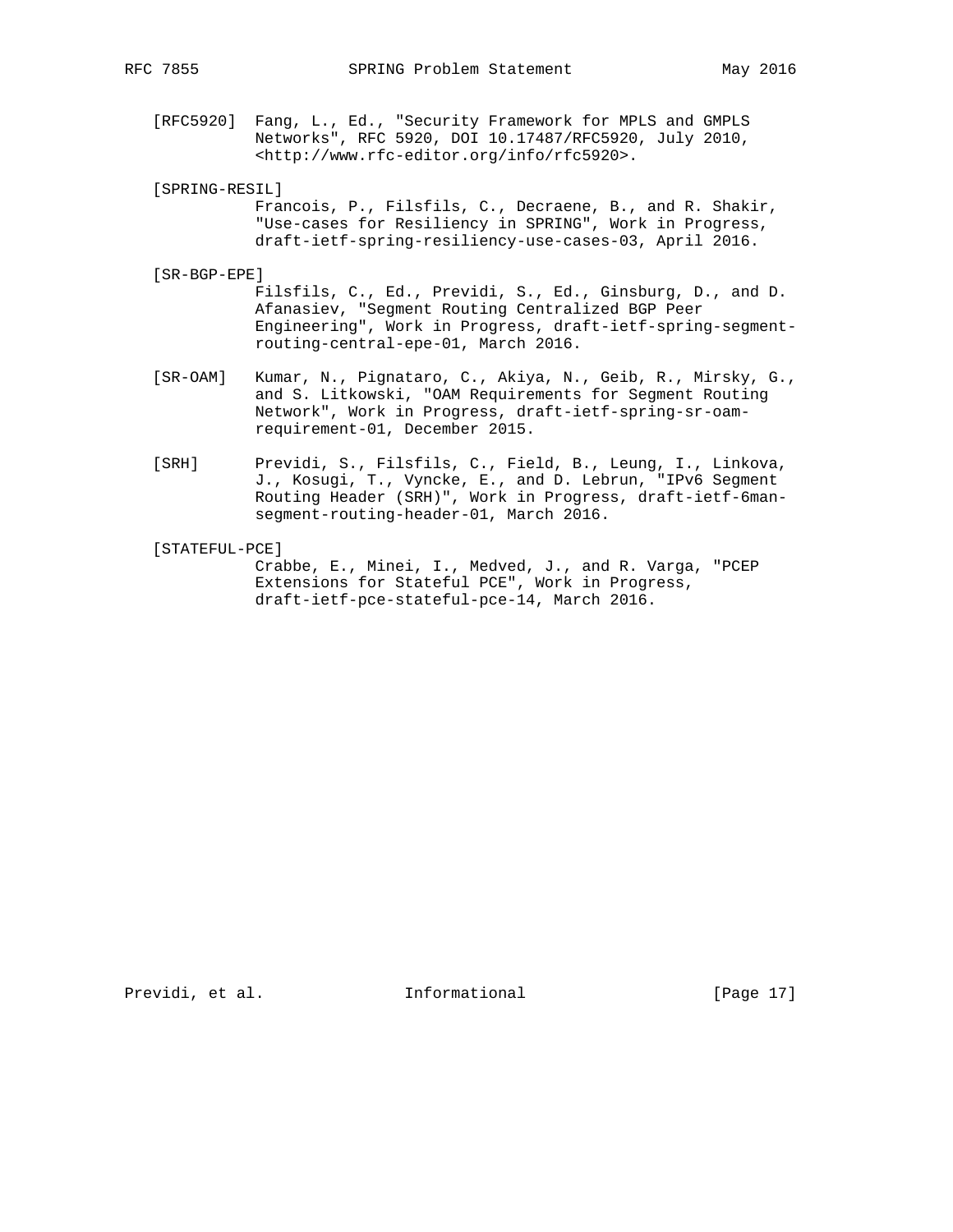[RFC5920] Fang, L., Ed., "Security Framework for MPLS and GMPLS Networks", RFC 5920, DOI 10.17487/RFC5920, July 2010, <http://www.rfc-editor.org/info/rfc5920>.

[SPRING-RESIL] Francois, P., Filsfils, C., Decraene, B., and R. Shakir, "Use-cases for Resiliency in SPRING", Work in Progress, draft-ietf-spring-resiliency-use-cases-03, April 2016.

[SR-BGP-EPE] Filsfils, C., Ed., Previdi, S., Ed., Ginsburg, D., and D. Afanasiev, "Segment Routing Centralized BGP Peer Engineering", Work in Progress, draft-ietf-spring-segment-routing-central-epe-01, March 2016.

[SR-OAM] Kumar, N., Pignataro, C., Akiya, N., Geib, R., Mirsky, G., and S. Litkowski, "OAM Requirements for Segment Routing Network", Work in Progress, draft-ietf-spring-sr-oam-requirement-01, December 2015.

[SRH] Previdi, S., Filsfils, C., Field, B., Leung, I., Linkova, J., Kosugi, T., Vyncke, E., and D. Lebrun, "IPv6 Segment Routing Header (SRH)", Work in Progress, draft-ietf-6man-segment-routing-header-01, March 2016.

[STATEFUL-PCE] Crabbe, E., Minei, I., Medved, J., and R. Varga, "PCEP Extensions for Stateful PCE", Work in Progress, draft-ietf-pce-stateful-pce-14, March 2016.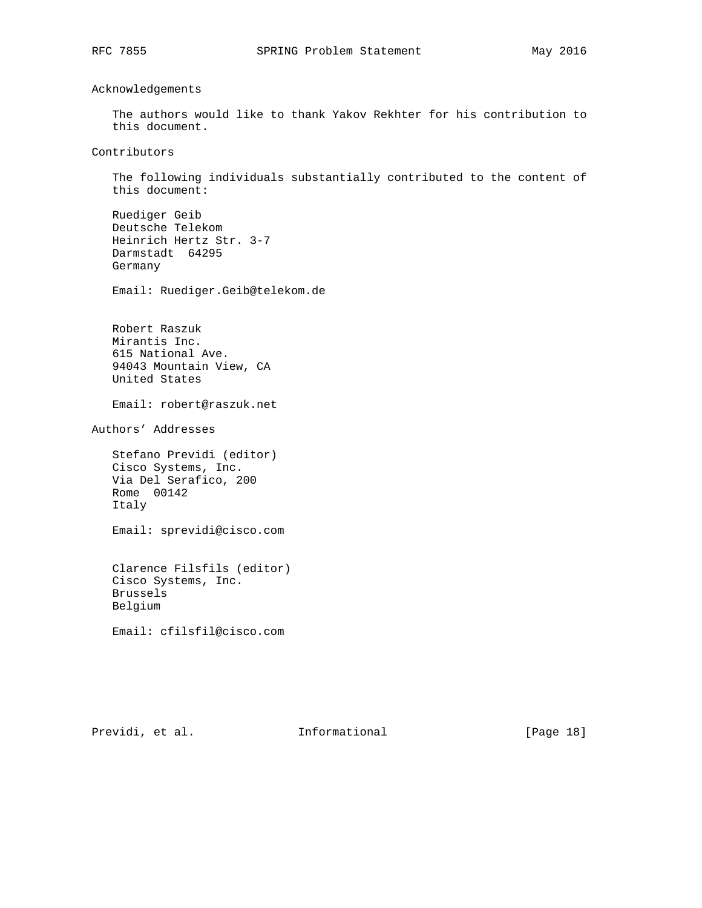## Acknowledgements

The authors would like to thank Yakov Rekhter for his contribution to this document.

## Contributors

The following individuals substantially contributed to the content of this document:

Ruediger Geib
Deutsche Telekom
Heinrich Hertz Str. 3-7
Darmstadt  64295
Germany

Email: Ruediger.Geib@telekom.de

Robert Raszuk
Mirantis Inc.
615 National Ave.
94043 Mountain View, CA
United States

Email: robert@raszuk.net

## Authors' Addresses

Stefano Previdi (editor)
Cisco Systems, Inc.
Via Del Serafico, 200
Rome  00142
Italy

Email: sprevidi@cisco.com

Clarence Filsfils (editor)
Cisco Systems, Inc.
Brussels
Belgium

Email: cfilsfil@cisco.com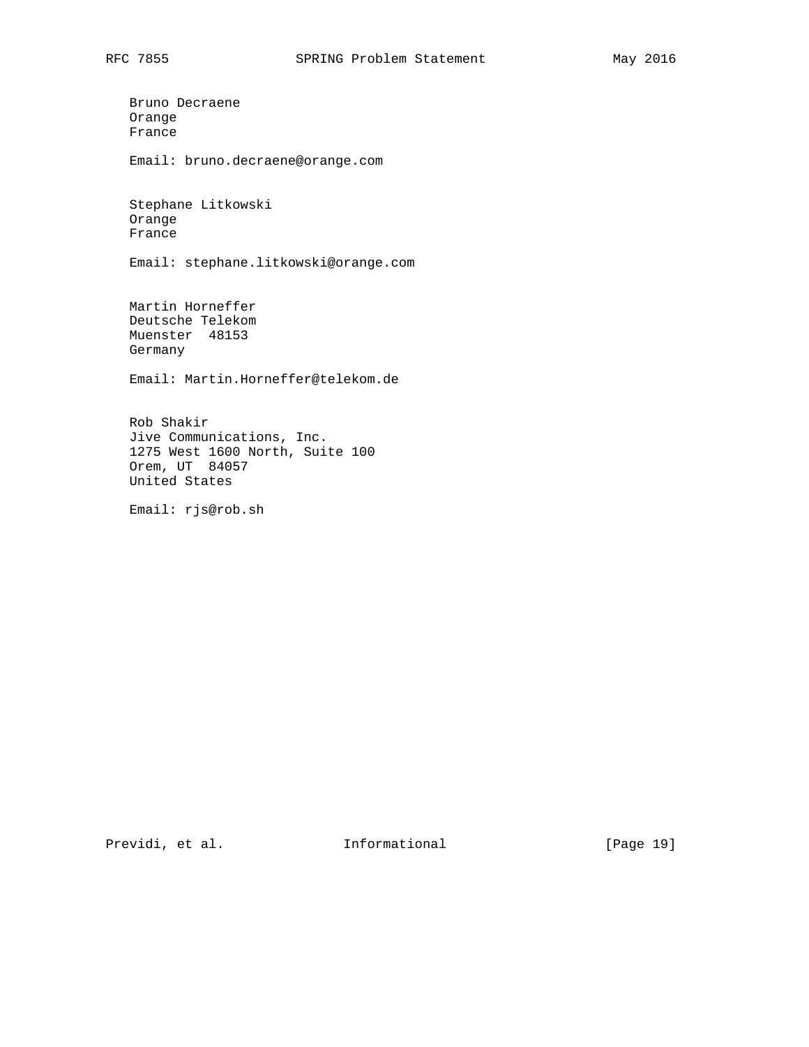Bruno Decraene
Orange
France

Email: bruno.decraene@orange.com

Stephane Litkowski
Orange
France

Email: stephane.litkowski@orange.com

Martin Horneffer
Deutsche Telekom
Muenster  48153
Germany

Email: Martin.Horneffer@telekom.de

Rob Shakir
Jive Communications, Inc.
1275 West 1600 North, Suite 100
Orem, UT  84057
United States

Email: rjs@rob.sh